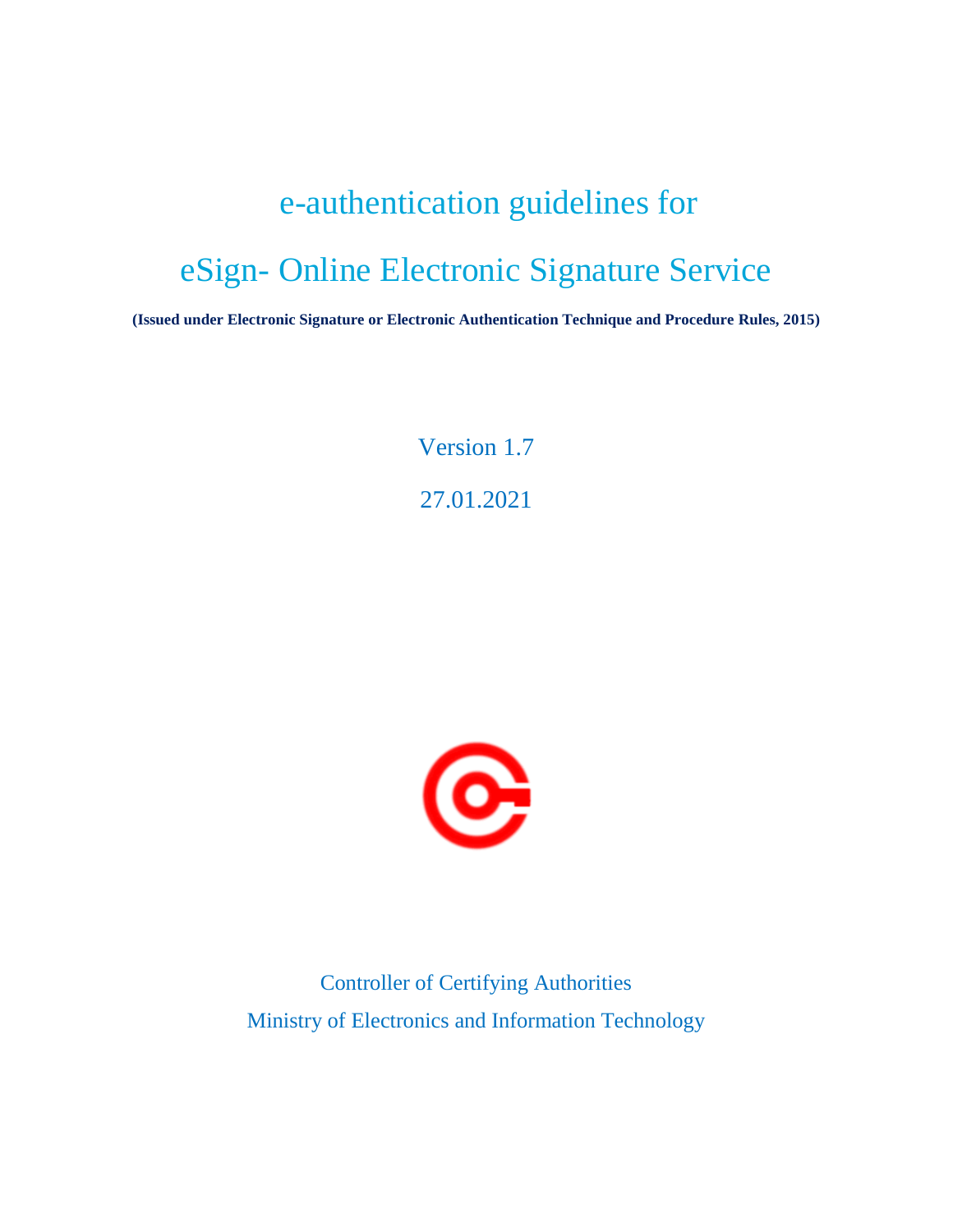# e-authentication guidelines for

# eSign- Online Electronic Signature Service

**(Issued under Electronic Signature or Electronic Authentication Technique and Procedure Rules, 2015)**

Version 1.7

27.01.2021

Controller of Certifying Authorities

Ministry of Electronics and Information Technology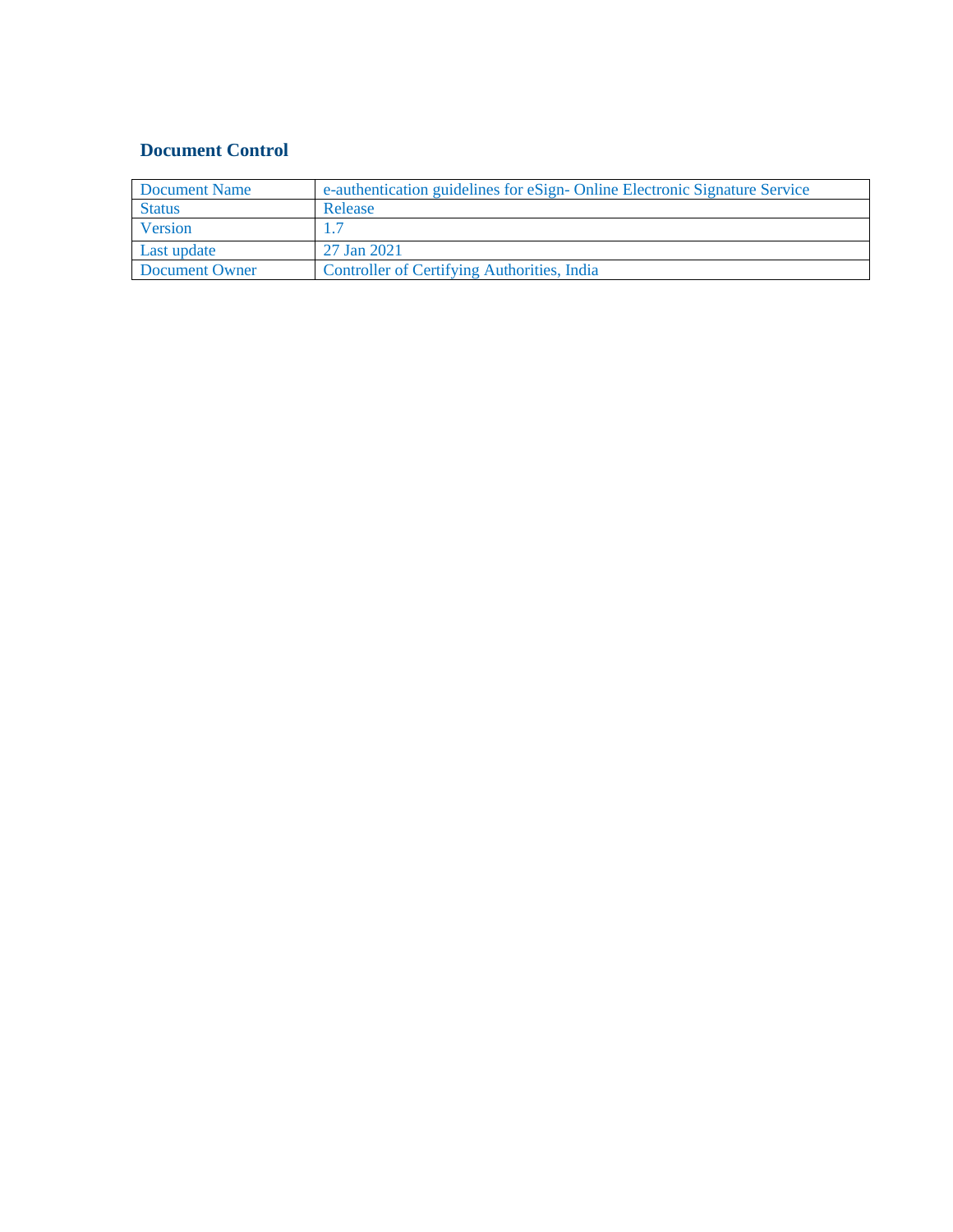### Document Control

| Document Name | e-authentication guidelines for eSign- Online Electronic Signature Service |
|---|---|
| Status | Release |
| Version | 1.7 |
| Last update | 27 Jan 2021 |
| Document Owner | Controller of Certifying Authorities, India |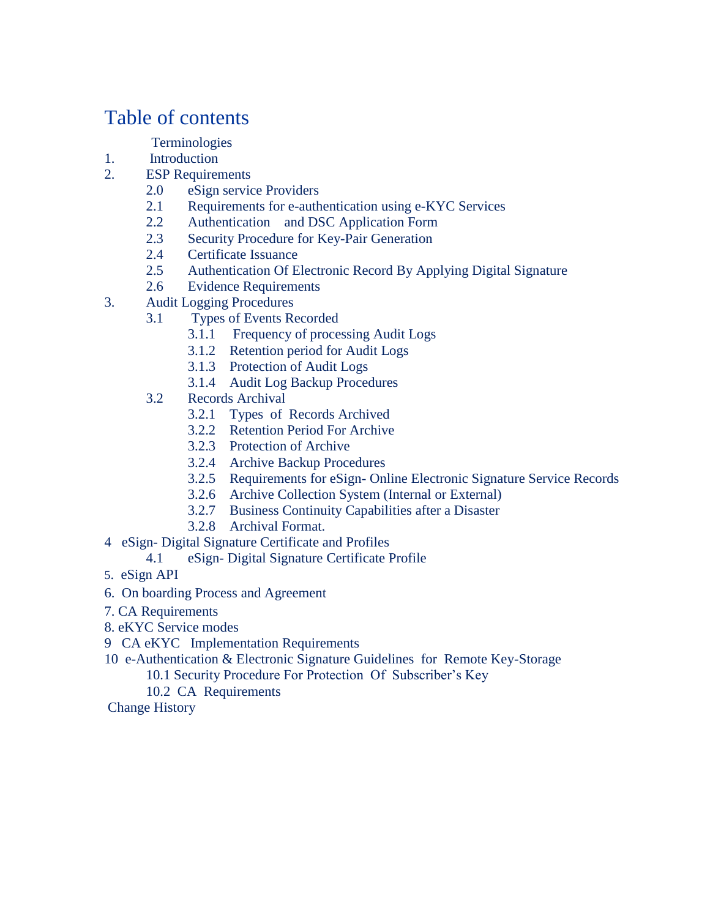# Table of contents

- Terminologies
1. Introduction
2. ESP Requirements
    - 2.0 eSign service Providers
    - 2.1 Requirements for e-authentication using e-KYC Services
    - 2.2 Authentication and DSC Application Form
    - 2.3 Security Procedure for Key-Pair Generation
    - 2.4 Certificate Issuance
    - 2.5 Authentication Of Electronic Record By Applying Digital Signature
    - 2.6 Evidence Requirements
3. Audit Logging Procedures
    - 3.1 Types of Events Recorded
        - 3.1.1 Frequency of processing Audit Logs
        - 3.1.2 Retention period for Audit Logs
        - 3.1.3 Protection of Audit Logs
        - 3.1.4 Audit Log Backup Procedures
    - 3.2 Records Archival
        - 3.2.1 Types of Records Archived
        - 3.2.2 Retention Period For Archive
        - 3.2.3 Protection of Archive
        - 3.2.4 Archive Backup Procedures
        - 3.2.5 Requirements for eSign- Online Electronic Signature Service Records
        - 3.2.6 Archive Collection System (Internal or External)
        - 3.2.7 Business Continuity Capabilities after a Disaster
        - 3.2.8 Archival Format.
4. eSign- Digital Signature Certificate and Profiles
    - 4.1 eSign- Digital Signature Certificate Profile
5. eSign API
6. On boarding Process and Agreement
7. CA Requirements
8. eKYC Service modes
9. CA eKYC Implementation Requirements
10. e-Authentication & Electronic Signature Guidelines for Remote Key-Storage
    - 10.1 Security Procedure For Protection Of Subscriber's Key
    - 10.2 CA Requirements

Change History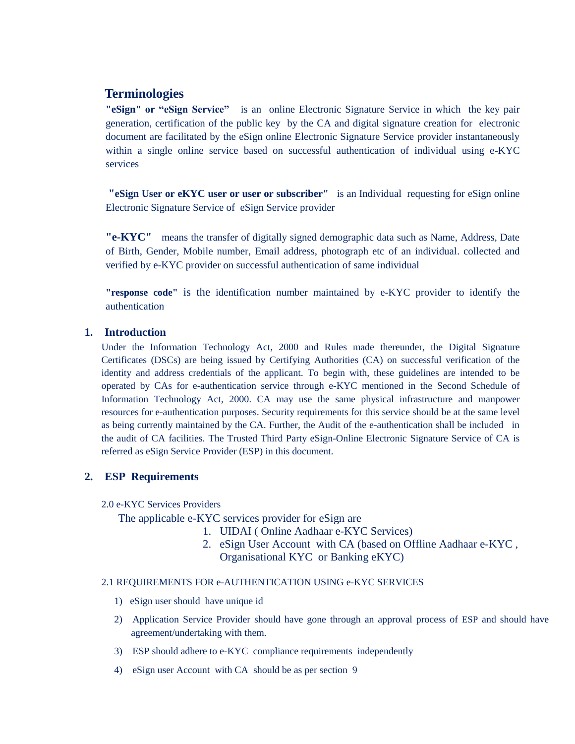## Terminologies

**"eSign" or "eSign Service"** is an online Electronic Signature Service in which the key pair generation, certification of the public key by the CA and digital signature creation for electronic document are facilitated by the eSign online Electronic Signature Service provider instantaneously within a single online service based on successful authentication of individual using e-KYC services

**"eSign User or eKYC user or user or subscriber"** is an Individual requesting for eSign online Electronic Signature Service of eSign Service provider

**"e-KYC"** means the transfer of digitally signed demographic data such as Name, Address, Date of Birth, Gender, Mobile number, Email address, photograph etc of an individual. collected and verified by e-KYC provider on successful authentication of same individual

**"response code"** is the identification number maintained by e-KYC provider to identify the authentication

## 1. Introduction

Under the Information Technology Act, 2000 and Rules made thereunder, the Digital Signature Certificates (DSCs) are being issued by Certifying Authorities (CA) on successful verification of the identity and address credentials of the applicant. To begin with, these guidelines are intended to be operated by CAs for e-authentication service through e-KYC mentioned in the Second Schedule of Information Technology Act, 2000. CA may use the same physical infrastructure and manpower resources for e-authentication purposes. Security requirements for this service should be at the same level as being currently maintained by the CA. Further, the Audit of the e-authentication shall be included in the audit of CA facilities. The Trusted Third Party eSign-Online Electronic Signature Service of CA is referred as eSign Service Provider (ESP) in this document.

## 2. ESP Requirements

### 2.0 e-KYC Services Providers

The applicable e-KYC services provider for eSign are

1. UIDAI ( Online Aadhaar e-KYC Services)
2. eSign User Account with CA (based on Offline Aadhaar e-KYC , Organisational KYC or Banking eKYC)

### 2.1 REQUIREMENTS FOR e-AUTHENTICATION USING e-KYC SERVICES

1) eSign user should have unique id
2) Application Service Provider should have gone through an approval process of ESP and should have agreement/undertaking with them.
3) ESP should adhere to e-KYC compliance requirements independently
4) eSign user Account with CA should be as per section 9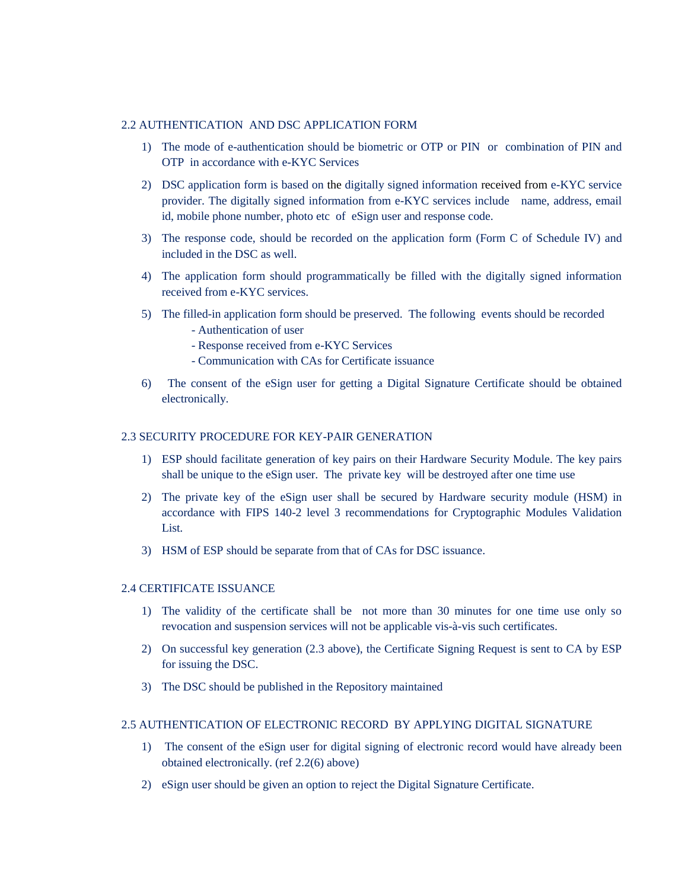## 2.2 AUTHENTICATION AND DSC APPLICATION FORM

1) The mode of e-authentication should be biometric or OTP or PIN or combination of PIN and OTP in accordance with e-KYC Services

2) DSC application form is based on the digitally signed information received from e-KYC service provider. The digitally signed information from e-KYC services include name, address, email id, mobile phone number, photo etc of eSign user and response code.

3) The response code, should be recorded on the application form (Form C of Schedule IV) and included in the DSC as well.

4) The application form should programmatically be filled with the digitally signed information received from e-KYC services.

5) The filled-in application form should be preserved. The following events should be recorded
   - Authentication of user
   - Response received from e-KYC Services
   - Communication with CAs for Certificate issuance

6) The consent of the eSign user for getting a Digital Signature Certificate should be obtained electronically.

## 2.3 SECURITY PROCEDURE FOR KEY-PAIR GENERATION

1) ESP should facilitate generation of key pairs on their Hardware Security Module. The key pairs shall be unique to the eSign user. The private key will be destroyed after one time use

2) The private key of the eSign user shall be secured by Hardware security module (HSM) in accordance with FIPS 140-2 level 3 recommendations for Cryptographic Modules Validation List.

3) HSM of ESP should be separate from that of CAs for DSC issuance.

## 2.4 CERTIFICATE ISSUANCE

1) The validity of the certificate shall be not more than 30 minutes for one time use only so revocation and suspension services will not be applicable vis-à-vis such certificates.

2) On successful key generation (2.3 above), the Certificate Signing Request is sent to CA by ESP for issuing the DSC.

3) The DSC should be published in the Repository maintained

## 2.5 AUTHENTICATION OF ELECTRONIC RECORD BY APPLYING DIGITAL SIGNATURE

1) The consent of the eSign user for digital signing of electronic record would have already been obtained electronically. (ref 2.2(6) above)

2) eSign user should be given an option to reject the Digital Signature Certificate.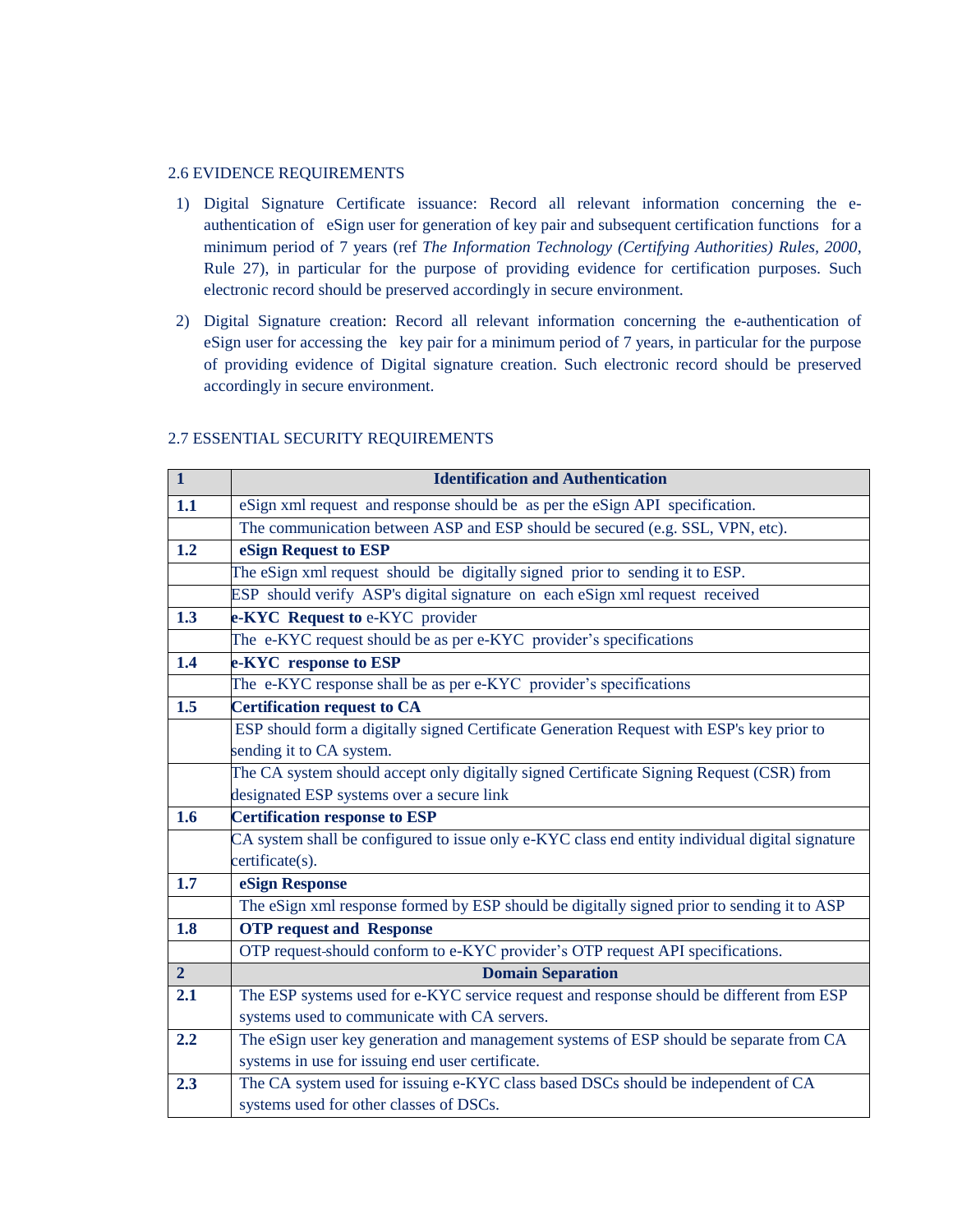## 2.6 EVIDENCE REQUIREMENTS

1) Digital Signature Certificate issuance: Record all relevant information concerning the e-authentication of eSign user for generation of key pair and subsequent certification functions for a minimum period of 7 years (ref *The Information Technology (Certifying Authorities) Rules, 2000*, Rule 27), in particular for the purpose of providing evidence for certification purposes. Such electronic record should be preserved accordingly in secure environment.

2) Digital Signature creation: Record all relevant information concerning the e-authentication of eSign user for accessing the key pair for a minimum period of 7 years, in particular for the purpose of providing evidence of Digital signature creation. Such electronic record should be preserved accordingly in secure environment.

## 2.7 ESSENTIAL SECURITY REQUIREMENTS

| **1** | **Identification and Authentication** |
|---|---|
| **1.1** | eSign xml request and response should be as per the eSign API specification. |
| | The communication between ASP and ESP should be secured (e.g. SSL, VPN, etc). |
| **1.2** | **eSign Request to ESP** |
| | The eSign xml request should be digitally signed prior to sending it to ESP. |
| | ESP should verify ASP's digital signature on each eSign xml request received |
| **1.3** | **e-KYC Request to** e-KYC provider |
| | The e-KYC request should be as per e-KYC provider's specifications |
| **1.4** | **e-KYC response to ESP** |
| | The e-KYC response shall be as per e-KYC provider's specifications |
| **1.5** | **Certification request to CA** |
| | ESP should form a digitally signed Certificate Generation Request with ESP's key prior to sending it to CA system. |
| | The CA system should accept only digitally signed Certificate Signing Request (CSR) from designated ESP systems over a secure link |
| **1.6** | **Certification response to ESP** |
| | CA system shall be configured to issue only e-KYC class end entity individual digital signature certificate(s). |
| **1.7** | **eSign Response** |
| | The eSign xml response formed by ESP should be digitally signed prior to sending it to ASP |
| **1.8** | **OTP request and Response** |
| | OTP request should conform to e-KYC provider's OTP request API specifications. |
| **2** | **Domain Separation** |
| **2.1** | The ESP systems used for e-KYC service request and response should be different from ESP systems used to communicate with CA servers. |
| **2.2** | The eSign user key generation and management systems of ESP should be separate from CA systems in use for issuing end user certificate. |
| **2.3** | The CA system used for issuing e-KYC class based DSCs should be independent of CA systems used for other classes of DSCs. |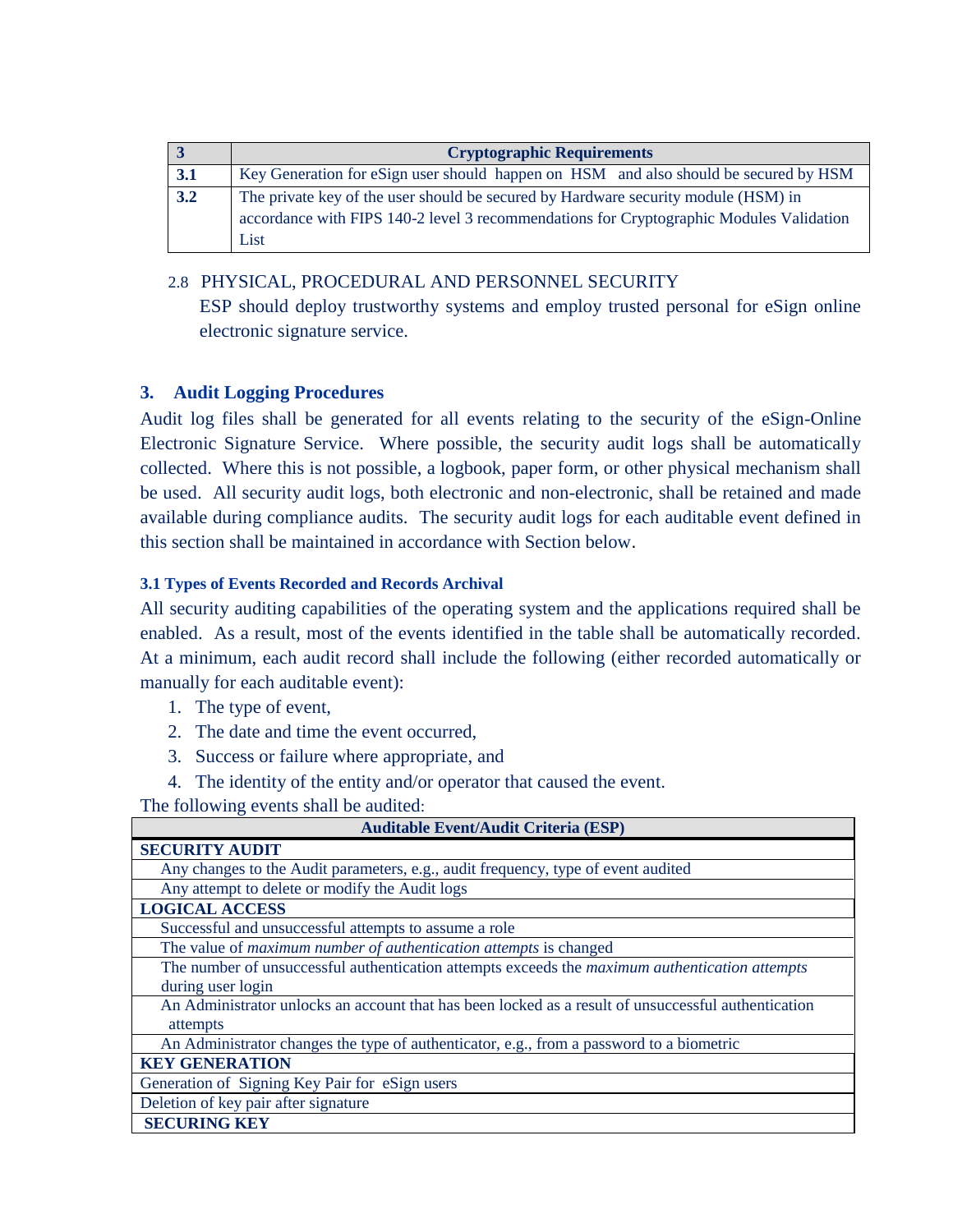| 3 | Cryptographic Requirements |
|---|---|
| 3.1 | Key Generation for eSign user should happen on HSM and also should be secured by HSM |
| 3.2 | The private key of the user should be secured by Hardware security module (HSM) in accordance with FIPS 140-2 level 3 recommendations for Cryptographic Modules Validation List |

2.8 PHYSICAL, PROCEDURAL AND PERSONNEL SECURITY

ESP should deploy trustworthy systems and employ trusted personal for eSign online electronic signature service.

## 3. Audit Logging Procedures

Audit log files shall be generated for all events relating to the security of the eSign-Online Electronic Signature Service. Where possible, the security audit logs shall be automatically collected. Where this is not possible, a logbook, paper form, or other physical mechanism shall be used. All security audit logs, both electronic and non-electronic, shall be retained and made available during compliance audits. The security audit logs for each auditable event defined in this section shall be maintained in accordance with Section below.

### 3.1 Types of Events Recorded and Records Archival

All security auditing capabilities of the operating system and the applications required shall be enabled. As a result, most of the events identified in the table shall be automatically recorded. At a minimum, each audit record shall include the following (either recorded automatically or manually for each auditable event):

1. The type of event,
2. The date and time the event occurred,
3. Success or failure where appropriate, and
4. The identity of the entity and/or operator that caused the event.

The following events shall be audited:

| Auditable Event/Audit Criteria (ESP) |
|---|
| **SECURITY AUDIT** |
| Any changes to the Audit parameters, e.g., audit frequency, type of event audited |
| Any attempt to delete or modify the Audit logs |
| **LOGICAL ACCESS** |
| Successful and unsuccessful attempts to assume a role |
| The value of *maximum number of authentication attempts* is changed |
| The number of unsuccessful authentication attempts exceeds the *maximum authentication attempts* during user login |
| An Administrator unlocks an account that has been locked as a result of unsuccessful authentication attempts |
| An Administrator changes the type of authenticator, e.g., from a password to a biometric |
| **KEY GENERATION** |
| Generation of Signing Key Pair for eSign users |
| Deletion of key pair after signature |
| **SECURING KEY** |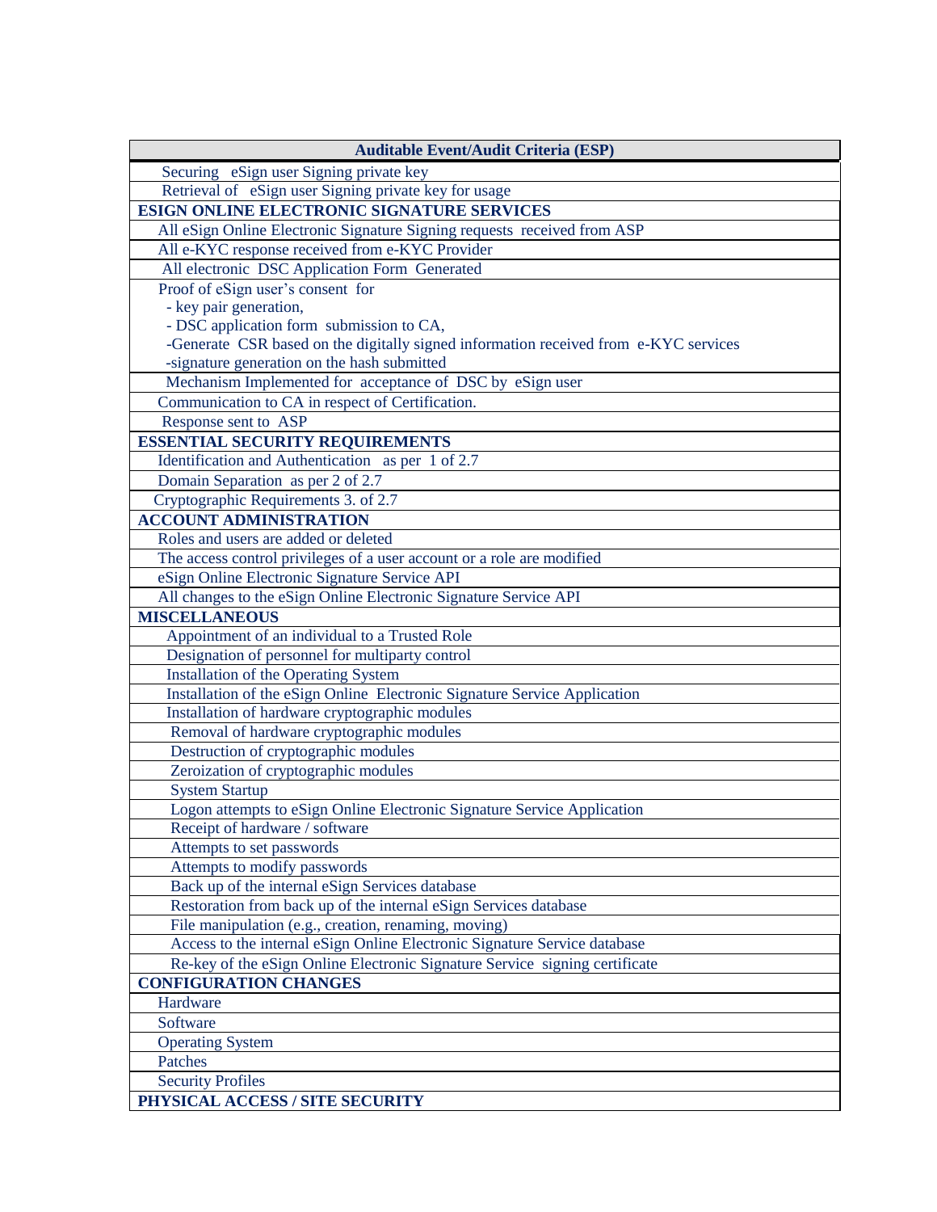| Auditable Event/Audit Criteria (ESP) |
|---|
| Securing eSign user Signing private key |
| Retrieval of eSign user Signing private key for usage |
| **ESIGN ONLINE ELECTRONIC SIGNATURE SERVICES** |
| All eSign Online Electronic Signature Signing requests received from ASP |
| All e-KYC response received from e-KYC Provider |
| All electronic DSC Application Form Generated |
| Proof of eSign user's consent for<br>- key pair generation,<br>- DSC application form submission to CA,<br>-Generate CSR based on the digitally signed information received from e-KYC services<br>-signature generation on the hash submitted |
| Mechanism Implemented for acceptance of DSC by eSign user |
| Communication to CA in respect of Certification. |
| Response sent to ASP |
| **ESSENTIAL SECURITY REQUIREMENTS** |
| Identification and Authentication as per 1 of 2.7 |
| Domain Separation as per 2 of 2.7 |
| Cryptographic Requirements 3. of 2.7 |
| **ACCOUNT ADMINISTRATION** |
| Roles and users are added or deleted |
| The access control privileges of a user account or a role are modified |
| eSign Online Electronic Signature Service API |
| All changes to the eSign Online Electronic Signature Service API |
| **MISCELLANEOUS** |
| Appointment of an individual to a Trusted Role |
| Designation of personnel for multiparty control |
| Installation of the Operating System |
| Installation of the eSign Online Electronic Signature Service Application |
| Installation of hardware cryptographic modules |
| Removal of hardware cryptographic modules |
| Destruction of cryptographic modules |
| Zeroization of cryptographic modules |
| System Startup |
| Logon attempts to eSign Online Electronic Signature Service Application |
| Receipt of hardware / software |
| Attempts to set passwords |
| Attempts to modify passwords |
| Back up of the internal eSign Services database |
| Restoration from back up of the internal eSign Services database |
| File manipulation (e.g., creation, renaming, moving) |
| Access to the internal eSign Online Electronic Signature Service database |
| Re-key of the eSign Online Electronic Signature Service signing certificate |
| **CONFIGURATION CHANGES** |
| Hardware |
| Software |
| Operating System |
| Patches |
| Security Profiles |
| **PHYSICAL ACCESS / SITE SECURITY** |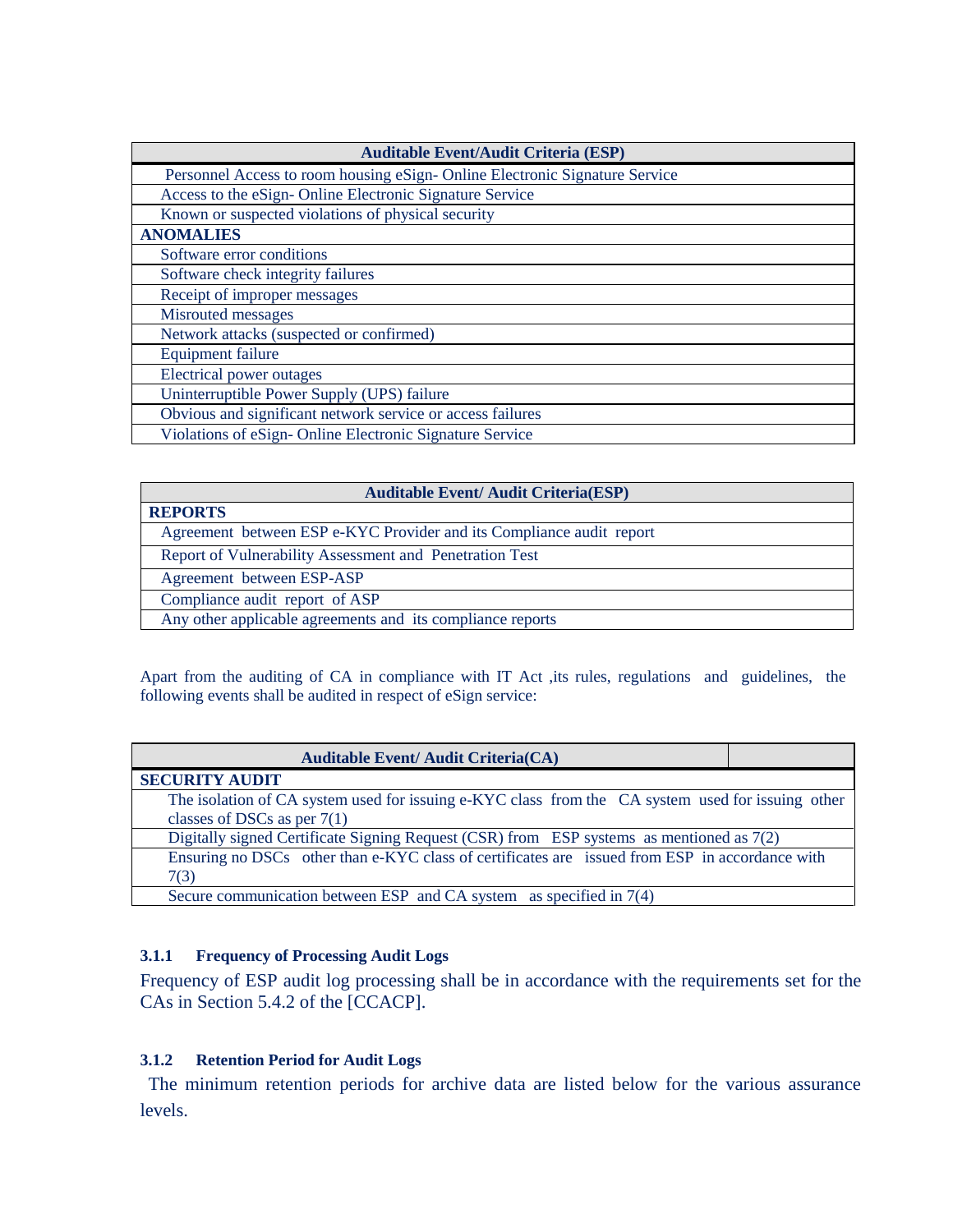| Auditable Event/Audit Criteria (ESP) |
|---|
| Personnel Access to room housing eSign- Online Electronic Signature Service |
| Access to the eSign- Online Electronic Signature Service |
| Known or suspected violations of physical security |
| **ANOMALIES** |
| Software error conditions |
| Software check integrity failures |
| Receipt of improper messages |
| Misrouted messages |
| Network attacks (suspected or confirmed) |
| Equipment failure |
| Electrical power outages |
| Uninterruptible Power Supply (UPS) failure |
| Obvious and significant network service or access failures |
| Violations of eSign- Online Electronic Signature Service |

| Auditable Event/ Audit Criteria(ESP) |
|---|
| **REPORTS** |
| Agreement between ESP e-KYC Provider and its Compliance audit report |
| Report of Vulnerability Assessment and Penetration Test |
| Agreement between ESP-ASP |
| Compliance audit report of ASP |
| Any other applicable agreements and its compliance reports |

Apart from the auditing of CA in compliance with IT Act ,its rules, regulations and guidelines, the following events shall be audited in respect of eSign service:

| Auditable Event/ Audit Criteria(CA) | |
|---|---|
| **SECURITY AUDIT** | |
| The isolation of CA system used for issuing e-KYC class from the CA system used for issuing other classes of DSCs as per 7(1) | |
| Digitally signed Certificate Signing Request (CSR) from ESP systems as mentioned as 7(2) | |
| Ensuring no DSCs other than e-KYC class of certificates are issued from ESP in accordance with 7(3) | |
| Secure communication between ESP and CA system as specified in 7(4) | |

### 3.1.1 Frequency of Processing Audit Logs

Frequency of ESP audit log processing shall be in accordance with the requirements set for the CAs in Section 5.4.2 of the [CCACP].

### 3.1.2 Retention Period for Audit Logs

The minimum retention periods for archive data are listed below for the various assurance levels.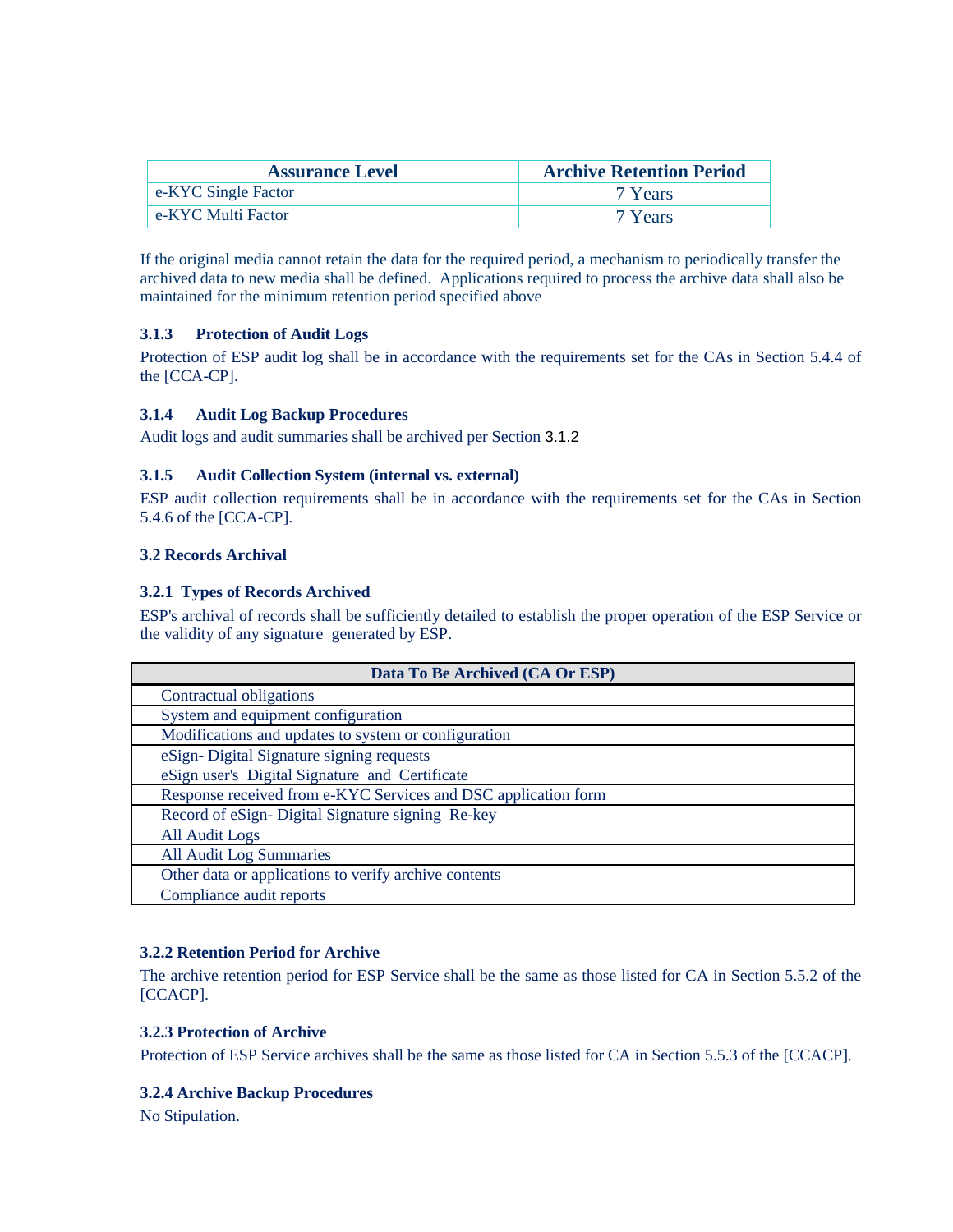| Assurance Level | Archive Retention Period |
| --- | --- |
| e-KYC Single Factor | 7 Years |
| e-KYC Multi Factor | 7 Years |

If the original media cannot retain the data for the required period, a mechanism to periodically transfer the archived data to new media shall be defined. Applications required to process the archive data shall also be maintained for the minimum retention period specified above

### 3.1.3 Protection of Audit Logs

Protection of ESP audit log shall be in accordance with the requirements set for the CAs in Section 5.4.4 of the [CCA-CP].

### 3.1.4 Audit Log Backup Procedures

Audit logs and audit summaries shall be archived per Section 3.1.2

### 3.1.5 Audit Collection System (internal vs. external)

ESP audit collection requirements shall be in accordance with the requirements set for the CAs in Section 5.4.6 of the [CCA-CP].

## 3.2 Records Archival

### 3.2.1 Types of Records Archived

ESP's archival of records shall be sufficiently detailed to establish the proper operation of the ESP Service or the validity of any signature generated by ESP.

| Data To Be Archived (CA Or ESP) |
| --- |
| Contractual obligations |
| System and equipment configuration |
| Modifications and updates to system or configuration |
| eSign- Digital Signature signing requests |
| eSign user's Digital Signature and Certificate |
| Response received from e-KYC Services and DSC application form |
| Record of eSign- Digital Signature signing Re-key |
| All Audit Logs |
| All Audit Log Summaries |
| Other data or applications to verify archive contents |
| Compliance audit reports |

### 3.2.2 Retention Period for Archive

The archive retention period for ESP Service shall be the same as those listed for CA in Section 5.5.2 of the [CCACP].

### 3.2.3 Protection of Archive

Protection of ESP Service archives shall be the same as those listed for CA in Section 5.5.3 of the [CCACP].

### 3.2.4 Archive Backup Procedures

No Stipulation.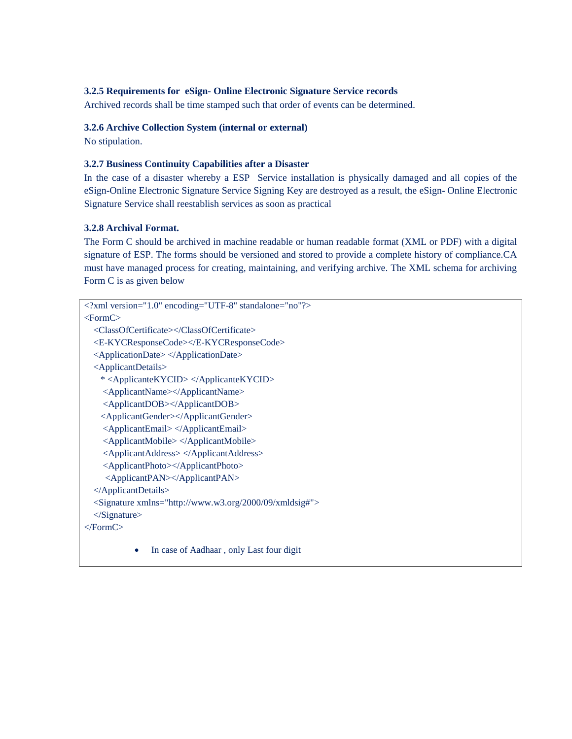### 3.2.5 Requirements for eSign- Online Electronic Signature Service records

Archived records shall be time stamped such that order of events can be determined.

### 3.2.6 Archive Collection System (internal or external)

No stipulation.

### 3.2.7 Business Continuity Capabilities after a Disaster

In the case of a disaster whereby a ESP Service installation is physically damaged and all copies of the eSign-Online Electronic Signature Service Signing Key are destroyed as a result, the eSign- Online Electronic Signature Service shall reestablish services as soon as practical

### 3.2.8 Archival Format.

The Form C should be archived in machine readable or human readable format (XML or PDF) with a digital signature of ESP. The forms should be versioned and stored to provide a complete history of compliance.CA must have managed process for creating, maintaining, and verifying archive. The XML schema for archiving Form C is as given below

```
<?xml version="1.0" encoding="UTF-8" standalone="no"?>
<FormC>
   <ClassOfCertificate></ClassOfCertificate>
   <E-KYCResponseCode></E-KYCResponseCode>
   <ApplicationDate> </ApplicationDate>
   <ApplicantDetails>
     * <ApplicanteKYCID> </ApplicanteKYCID>
      <ApplicantName></ApplicantName>
      <ApplicantDOB></ApplicantDOB>
     <ApplicantGender></ApplicantGender>
      <ApplicantEmail> </ApplicantEmail>
      <ApplicantMobile> </ApplicantMobile>
      <ApplicantAddress> </ApplicantAddress>
      <ApplicantPhoto></ApplicantPhoto>
       <ApplicantPAN></ApplicantPAN>
   </ApplicantDetails>
   <Signature xmlns="http://www.w3.org/2000/09/xmldsig#">
   </Signature>
</FormC>
```

- In case of Aadhaar , only Last four digit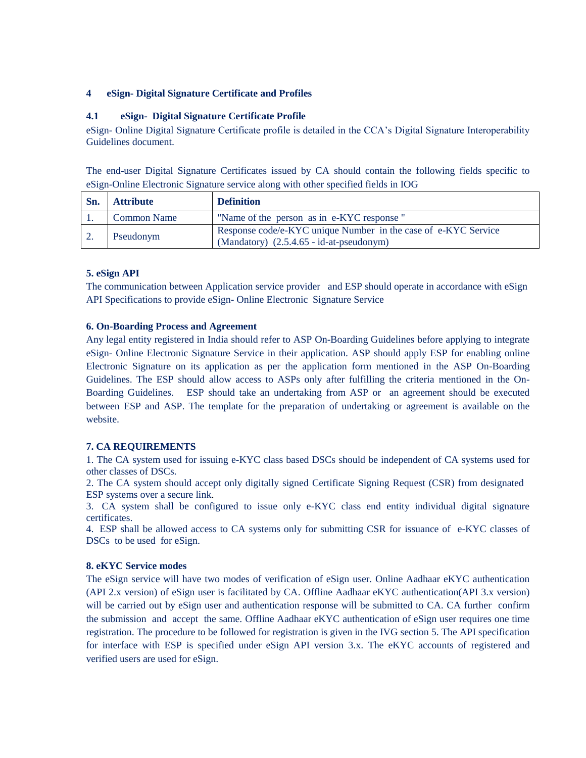## 4 eSign- Digital Signature Certificate and Profiles

### 4.1 eSign- Digital Signature Certificate Profile

eSign- Online Digital Signature Certificate profile is detailed in the CCA's Digital Signature Interoperability Guidelines document.

The end-user Digital Signature Certificates issued by CA should contain the following fields specific to eSign-Online Electronic Signature service along with other specified fields in IOG

| Sn. | Attribute | Definition |
|---|---|---|
| 1. | Common Name | "Name of the person as in e-KYC response " |
| 2. | Pseudonym | Response code/e-KYC unique Number in the case of e-KYC Service (Mandatory) (2.5.4.65 - id-at-pseudonym) |

## 5. eSign API

The communication between Application service provider and ESP should operate in accordance with eSign API Specifications to provide eSign- Online Electronic Signature Service

## 6. On-Boarding Process and Agreement

Any legal entity registered in India should refer to ASP On-Boarding Guidelines before applying to integrate eSign- Online Electronic Signature Service in their application. ASP should apply ESP for enabling online Electronic Signature on its application as per the application form mentioned in the ASP On-Boarding Guidelines. The ESP should allow access to ASPs only after fulfilling the criteria mentioned in the On-Boarding Guidelines. ESP should take an undertaking from ASP or an agreement should be executed between ESP and ASP. The template for the preparation of undertaking or agreement is available on the website.

## 7. CA REQUIREMENTS

1. The CA system used for issuing e-KYC class based DSCs should be independent of CA systems used for other classes of DSCs.
2. The CA system should accept only digitally signed Certificate Signing Request (CSR) from designated ESP systems over a secure link.
3. CA system shall be configured to issue only e-KYC class end entity individual digital signature certificates.
4. ESP shall be allowed access to CA systems only for submitting CSR for issuance of e-KYC classes of DSCs to be used for eSign.

## 8. eKYC Service modes

The eSign service will have two modes of verification of eSign user. Online Aadhaar eKYC authentication (API 2.x version) of eSign user is facilitated by CA. Offline Aadhaar eKYC authentication(API 3.x version) will be carried out by eSign user and authentication response will be submitted to CA. CA further confirm the submission and accept the same. Offline Aadhaar eKYC authentication of eSign user requires one time registration. The procedure to be followed for registration is given in the IVG section 5. The API specification for interface with ESP is specified under eSign API version 3.x. The eKYC accounts of registered and verified users are used for eSign.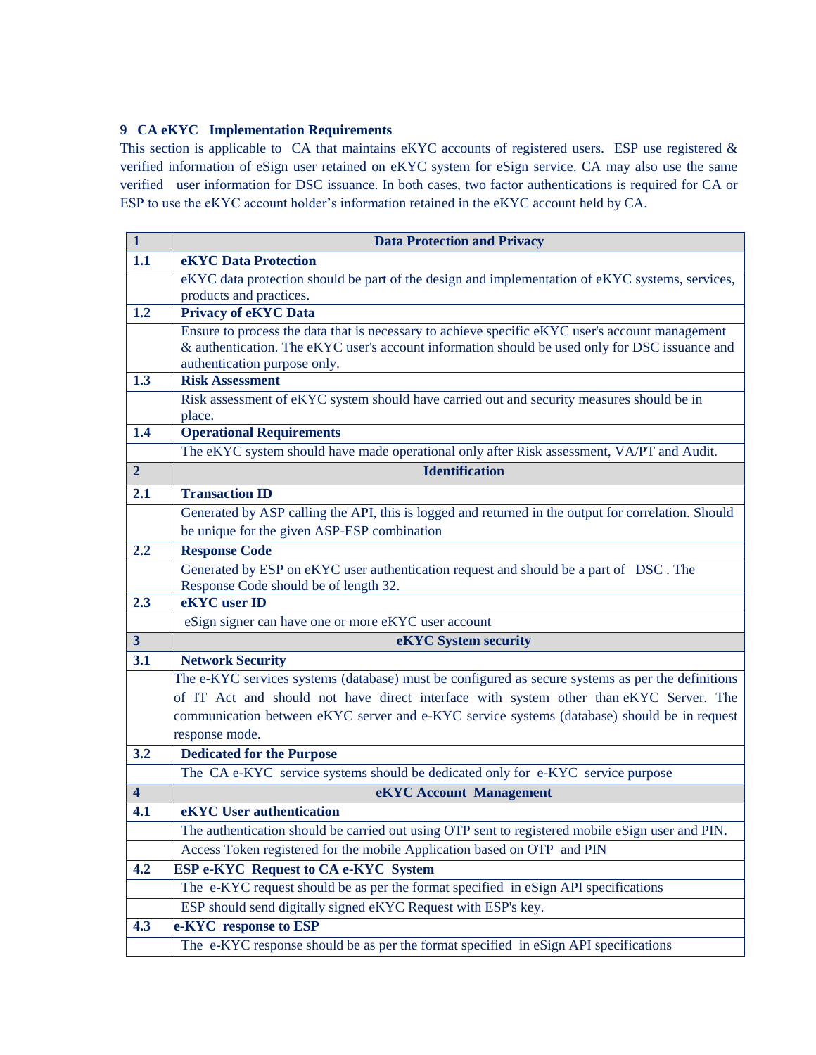## 9 CA eKYC Implementation Requirements

This section is applicable to CA that maintains eKYC accounts of registered users. ESP use registered & verified information of eSign user retained on eKYC system for eSign service. CA may also use the same verified user information for DSC issuance. In both cases, two factor authentications is required for CA or ESP to use the eKYC account holder's information retained in the eKYC account held by CA.

| **1** | **Data Protection and Privacy** |
|---|---|
| **1.1** | **eKYC Data Protection** |
| | eKYC data protection should be part of the design and implementation of eKYC systems, services, products and practices. |
| **1.2** | **Privacy of eKYC Data** |
| | Ensure to process the data that is necessary to achieve specific eKYC user's account management & authentication. The eKYC user's account information should be used only for DSC issuance and authentication purpose only. |
| **1.3** | **Risk Assessment** |
| | Risk assessment of eKYC system should have carried out and security measures should be in place. |
| **1.4** | **Operational Requirements** |
| | The eKYC system should have made operational only after Risk assessment, VA/PT and Audit. |
| **2** | **Identification** |
| **2.1** | **Transaction ID** |
| | Generated by ASP calling the API, this is logged and returned in the output for correlation. Should be unique for the given ASP-ESP combination |
| **2.2** | **Response Code** |
| | Generated by ESP on eKYC user authentication request and should be a part of DSC . The Response Code should be of length 32. |
| **2.3** | **eKYC user ID** |
| | eSign signer can have one or more eKYC user account |
| **3** | **eKYC System security** |
| **3.1** | **Network Security** |
| | The e-KYC services systems (database) must be configured as secure systems as per the definitions of IT Act and should not have direct interface with system other than eKYC Server. The communication between eKYC server and e-KYC service systems (database) should be in request response mode. |
| **3.2** | **Dedicated for the Purpose** |
| | The CA e-KYC service systems should be dedicated only for e-KYC service purpose |
| **4** | **eKYC Account Management** |
| **4.1** | **eKYC User authentication** |
| | The authentication should be carried out using OTP sent to registered mobile eSign user and PIN. |
| | Access Token registered for the mobile Application based on OTP and PIN |
| **4.2** | **ESP e-KYC Request to CA e-KYC System** |
| | The e-KYC request should be as per the format specified in eSign API specifications |
| | ESP should send digitally signed eKYC Request with ESP's key. |
| **4.3** | **e-KYC response to ESP** |
| | The e-KYC response should be as per the format specified in eSign API specifications |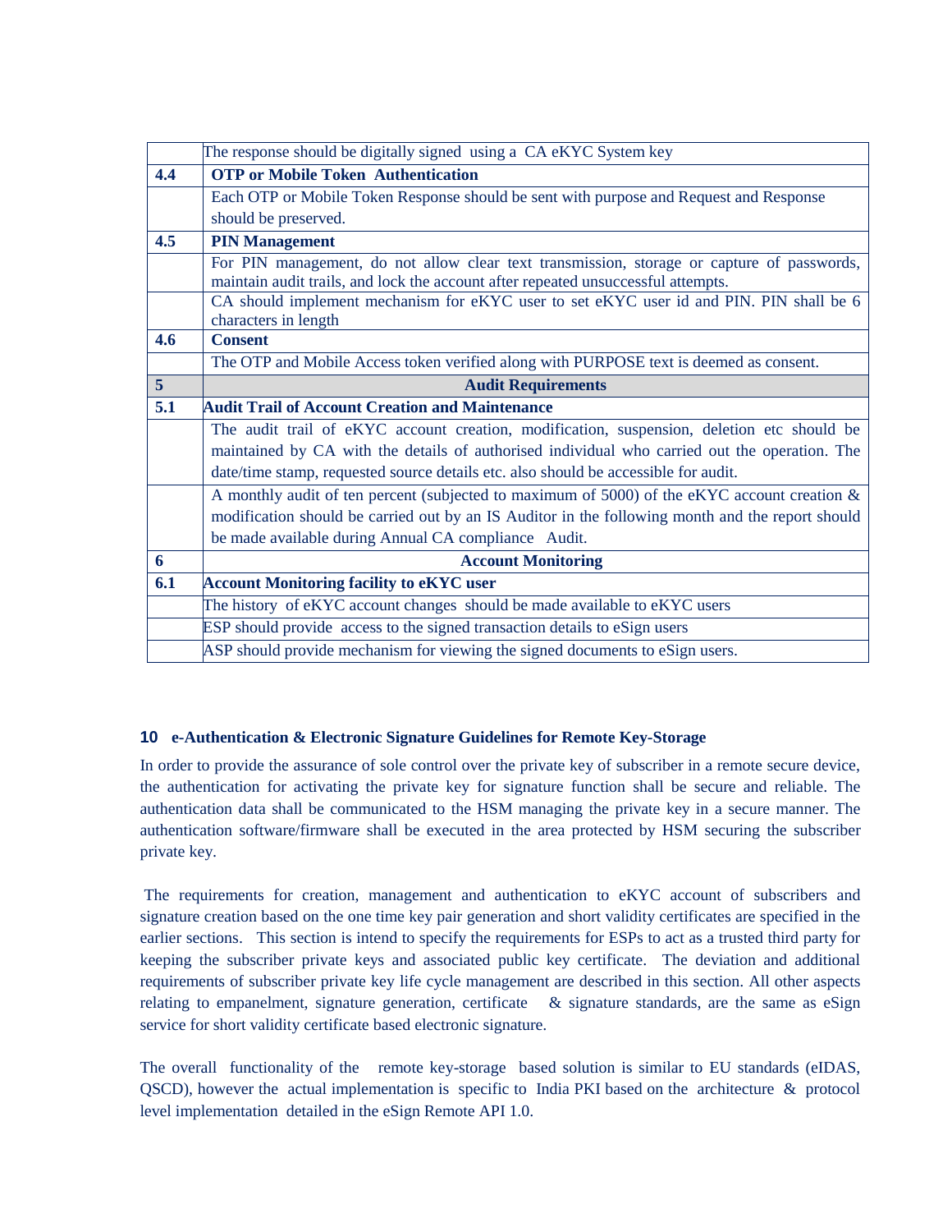|  |  |
|---|---|
|  | The response should be digitally signed using a CA eKYC System key |
| **4.4** | **OTP or Mobile Token Authentication** |
|  | Each OTP or Mobile Token Response should be sent with purpose and Request and Response should be preserved. |
| **4.5** | **PIN Management** |
|  | For PIN management, do not allow clear text transmission, storage or capture of passwords, maintain audit trails, and lock the account after repeated unsuccessful attempts. |
|  | CA should implement mechanism for eKYC user to set eKYC user id and PIN. PIN shall be 6 characters in length |
| **4.6** | **Consent** |
|  | The OTP and Mobile Access token verified along with PURPOSE text is deemed as consent. |
| **5** | **Audit Requirements** |
| **5.1** | **Audit Trail of Account Creation and Maintenance** |
|  | The audit trail of eKYC account creation, modification, suspension, deletion etc should be maintained by CA with the details of authorised individual who carried out the operation. The date/time stamp, requested source details etc. also should be accessible for audit. |
|  | A monthly audit of ten percent (subjected to maximum of 5000) of the eKYC account creation & modification should be carried out by an IS Auditor in the following month and the report should be made available during Annual CA compliance Audit. |
| **6** | **Account Monitoring** |
| **6.1** | **Account Monitoring facility to eKYC user** |
|  | The history of eKYC account changes should be made available to eKYC users |
|  | ESP should provide access to the signed transaction details to eSign users |
|  | ASP should provide mechanism for viewing the signed documents to eSign users. |

## 10 e-Authentication & Electronic Signature Guidelines for Remote Key-Storage

In order to provide the assurance of sole control over the private key of subscriber in a remote secure device, the authentication for activating the private key for signature function shall be secure and reliable. The authentication data shall be communicated to the HSM managing the private key in a secure manner. The authentication software/firmware shall be executed in the area protected by HSM securing the subscriber private key.

The requirements for creation, management and authentication to eKYC account of subscribers and signature creation based on the one time key pair generation and short validity certificates are specified in the earlier sections. This section is intend to specify the requirements for ESPs to act as a trusted third party for keeping the subscriber private keys and associated public key certificate. The deviation and additional requirements of subscriber private key life cycle management are described in this section. All other aspects relating to empanelment, signature generation, certificate & signature standards, are the same as eSign service for short validity certificate based electronic signature.

The overall functionality of the remote key-storage based solution is similar to EU standards (eIDAS, QSCD), however the actual implementation is specific to India PKI based on the architecture & protocol level implementation detailed in the eSign Remote API 1.0.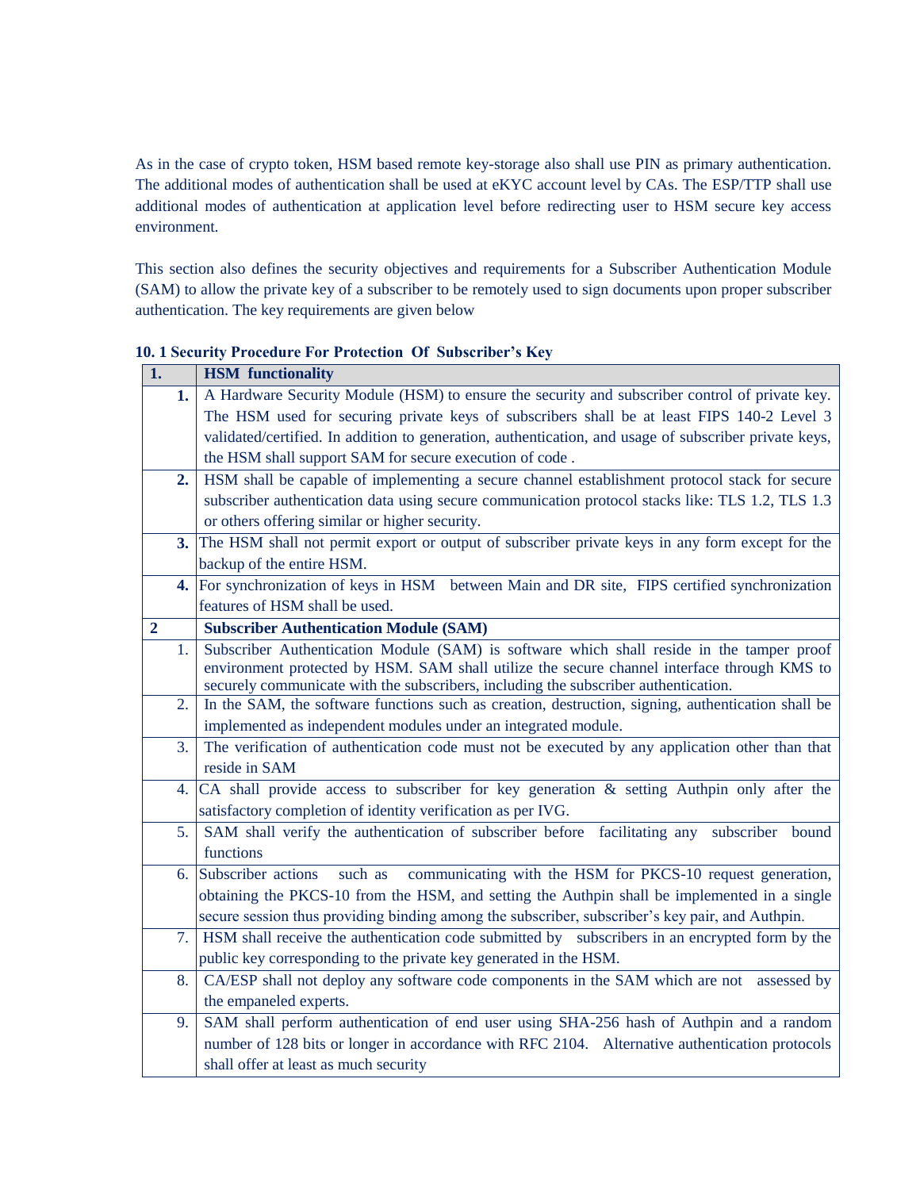As in the case of crypto token, HSM based remote key-storage also shall use PIN as primary authentication. The additional modes of authentication shall be used at eKYC account level by CAs. The ESP/TTP shall use additional modes of authentication at application level before redirecting user to HSM secure key access environment.

This section also defines the security objectives and requirements for a Subscriber Authentication Module (SAM) to allow the private key of a subscriber to be remotely used to sign documents upon proper subscriber authentication. The key requirements are given below

**10. 1 Security Procedure For Protection Of Subscriber's Key**

| **1.** | **HSM functionality** |
|---|---|
| **1.** | A Hardware Security Module (HSM) to ensure the security and subscriber control of private key. The HSM used for securing private keys of subscribers shall be at least FIPS 140-2 Level 3 validated/certified. In addition to generation, authentication, and usage of subscriber private keys, the HSM shall support SAM for secure execution of code . |
| **2.** | HSM shall be capable of implementing a secure channel establishment protocol stack for secure subscriber authentication data using secure communication protocol stacks like: TLS 1.2, TLS 1.3 or others offering similar or higher security. |
| **3.** | The HSM shall not permit export or output of subscriber private keys in any form except for the backup of the entire HSM. |
| **4.** | For synchronization of keys in HSM between Main and DR site, FIPS certified synchronization features of HSM shall be used. |
| **2** | **Subscriber Authentication Module (SAM)** |
| 1. | Subscriber Authentication Module (SAM) is software which shall reside in the tamper proof environment protected by HSM. SAM shall utilize the secure channel interface through KMS to securely communicate with the subscribers, including the subscriber authentication. |
| 2. | In the SAM, the software functions such as creation, destruction, signing, authentication shall be implemented as independent modules under an integrated module. |
| 3. | The verification of authentication code must not be executed by any application other than that reside in SAM |
| 4. | CA shall provide access to subscriber for key generation & setting Authpin only after the satisfactory completion of identity verification as per IVG. |
| 5. | SAM shall verify the authentication of subscriber before facilitating any subscriber bound functions |
| 6. | Subscriber actions such as communicating with the HSM for PKCS-10 request generation, obtaining the PKCS-10 from the HSM, and setting the Authpin shall be implemented in a single secure session thus providing binding among the subscriber, subscriber's key pair, and Authpin. |
| 7. | HSM shall receive the authentication code submitted by subscribers in an encrypted form by the public key corresponding to the private key generated in the HSM. |
| 8. | CA/ESP shall not deploy any software code components in the SAM which are not assessed by the empaneled experts. |
| 9. | SAM shall perform authentication of end user using SHA-256 hash of Authpin and a random number of 128 bits or longer in accordance with RFC 2104. Alternative authentication protocols shall offer at least as much security |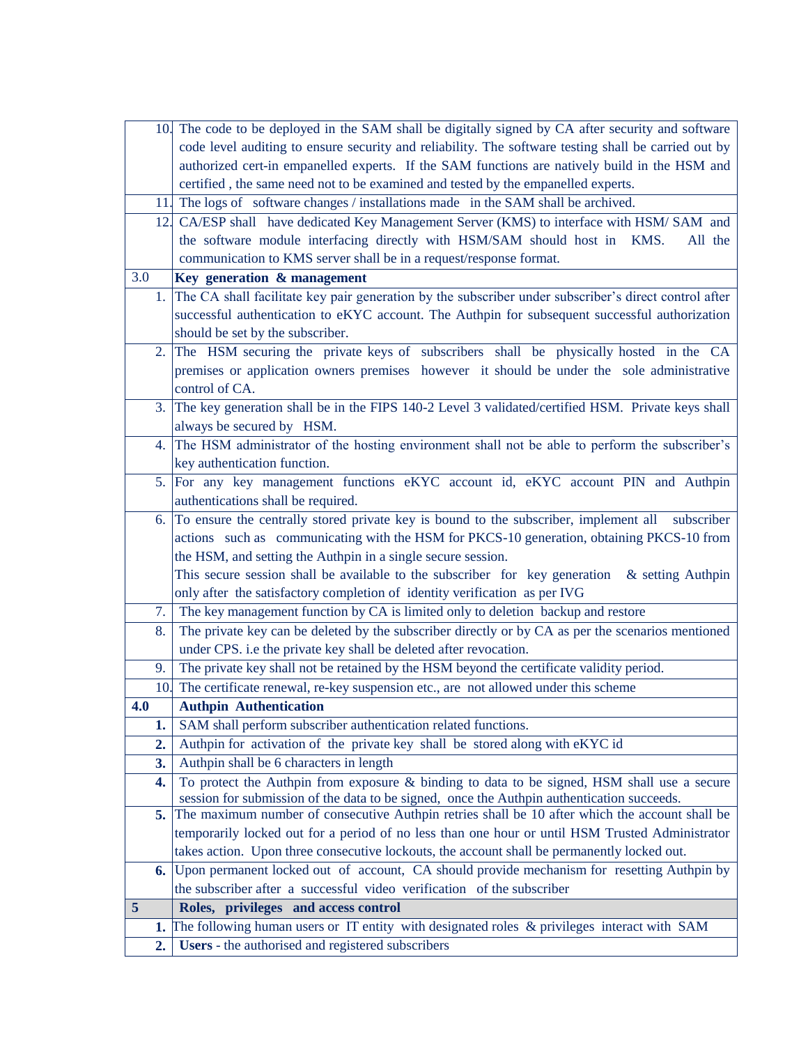| | |
|---|---|
| 10. | The code to be deployed in the SAM shall be digitally signed by CA after security and software code level auditing to ensure security and reliability. The software testing shall be carried out by authorized cert-in empanelled experts. If the SAM functions are natively build in the HSM and certified , the same need not to be examined and tested by the empanelled experts. |
| 11. | The logs of software changes / installations made in the SAM shall be archived. |
| 12. | CA/ESP shall have dedicated Key Management Server (KMS) to interface with HSM/ SAM and the software module interfacing directly with HSM/SAM should host in KMS. All the communication to KMS server shall be in a request/response format. |
| 3.0 | **Key generation & management** |
| 1. | The CA shall facilitate key pair generation by the subscriber under subscriber's direct control after successful authentication to eKYC account. The Authpin for subsequent successful authorization should be set by the subscriber. |
| 2. | The HSM securing the private keys of subscribers shall be physically hosted in the CA premises or application owners premises however it should be under the sole administrative control of CA. |
| 3. | The key generation shall be in the FIPS 140-2 Level 3 validated/certified HSM. Private keys shall always be secured by HSM. |
| 4. | The HSM administrator of the hosting environment shall not be able to perform the subscriber's key authentication function. |
| 5. | For any key management functions eKYC account id, eKYC account PIN and Authpin authentications shall be required. |
| 6. | To ensure the centrally stored private key is bound to the subscriber, implement all subscriber actions such as communicating with the HSM for PKCS-10 generation, obtaining PKCS-10 from the HSM, and setting the Authpin in a single secure session.<br>This secure session shall be available to the subscriber for key generation & setting Authpin only after the satisfactory completion of identity verification as per IVG |
| 7. | The key management function by CA is limited only to deletion backup and restore |
| 8. | The private key can be deleted by the subscriber directly or by CA as per the scenarios mentioned under CPS. i.e the private key shall be deleted after revocation. |
| 9. | The private key shall not be retained by the HSM beyond the certificate validity period. |
| 10. | The certificate renewal, re-key suspension etc., are not allowed under this scheme |
| **4.0** | **Authpin Authentication** |
| **1.** | SAM shall perform subscriber authentication related functions. |
| **2.** | Authpin for activation of the private key shall be stored along with eKYC id |
| **3.** | Authpin shall be 6 characters in length |
| **4.** | To protect the Authpin from exposure & binding to data to be signed, HSM shall use a secure session for submission of the data to be signed, once the Authpin authentication succeeds. |
| **5.** | The maximum number of consecutive Authpin retries shall be 10 after which the account shall be temporarily locked out for a period of no less than one hour or until HSM Trusted Administrator takes action. Upon three consecutive lockouts, the account shall be permanently locked out. |
| **6.** | Upon permanent locked out of account, CA should provide mechanism for resetting Authpin by the subscriber after a successful video verification of the subscriber |
| **5** | **Roles, privileges and access control** |
| **1.** | The following human users or IT entity with designated roles & privileges interact with SAM |
| **2.** | **Users** - the authorised and registered subscribers |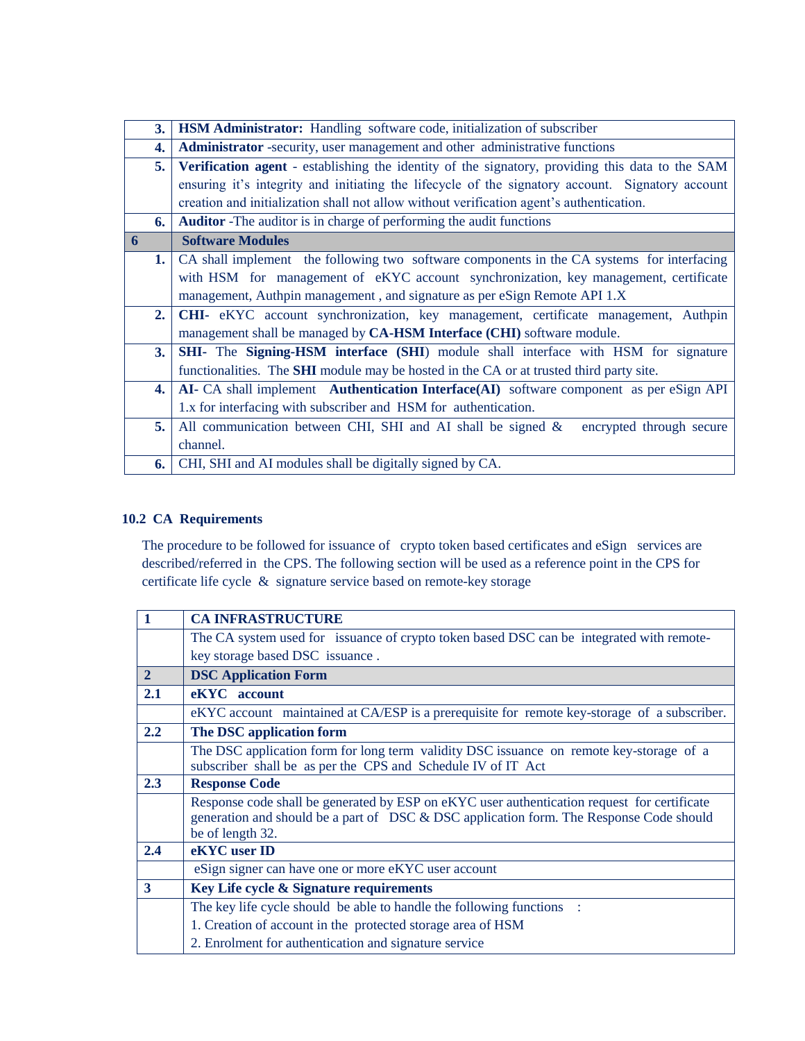| | |
|---|---|
| **3.** | **HSM Administrator:** Handling software code, initialization of subscriber |
| **4.** | **Administrator** -security, user management and other administrative functions |
| **5.** | **Verification agent** - establishing the identity of the signatory, providing this data to the SAM ensuring it's integrity and initiating the lifecycle of the signatory account. Signatory account creation and initialization shall not allow without verification agent's authentication. |
| **6.** | **Auditor** -The auditor is in charge of performing the audit functions |
| **6** | **Software Modules** |
| **1.** | CA shall implement the following two software components in the CA systems for interfacing with HSM for management of eKYC account synchronization, key management, certificate management, Authpin management , and signature as per eSign Remote API 1.X |
| **2.** | **CHI-** eKYC account synchronization, key management, certificate management, Authpin management shall be managed by **CA-HSM Interface (CHI)** software module. |
| **3.** | **SHI-** The **Signing-HSM interface (SHI)** module shall interface with HSM for signature functionalities. The **SHI** module may be hosted in the CA or at trusted third party site. |
| **4.** | **AI-** CA shall implement **Authentication Interface(AI)** software component as per eSign API 1.x for interfacing with subscriber and HSM for authentication. |
| **5.** | All communication between CHI, SHI and AI shall be signed & encrypted through secure channel. |
| **6.** | CHI, SHI and AI modules shall be digitally signed by CA. |

### 10.2 CA Requirements

The procedure to be followed for issuance of crypto token based certificates and eSign services are described/referred in the CPS. The following section will be used as a reference point in the CPS for certificate life cycle & signature service based on remote-key storage

| | |
|---|---|
| **1** | **CA INFRASTRUCTURE** |
| | The CA system used for issuance of crypto token based DSC can be integrated with remote-key storage based DSC issuance . |
| **2** | **DSC Application Form** |
| **2.1** | **eKYC account** |
| | eKYC account maintained at CA/ESP is a prerequisite for remote key-storage of a subscriber. |
| **2.2** | **The DSC application form** |
| | The DSC application form for long term validity DSC issuance on remote key-storage of a subscriber shall be as per the CPS and Schedule IV of IT Act |
| **2.3** | **Response Code** |
| | Response code shall be generated by ESP on eKYC user authentication request for certificate generation and should be a part of DSC & DSC application form. The Response Code should be of length 32. |
| **2.4** | **eKYC user ID** |
| | eSign signer can have one or more eKYC user account |
| **3** | **Key Life cycle & Signature requirements** |
| | The key life cycle should be able to handle the following functions :<br>1. Creation of account in the protected storage area of HSM<br>2. Enrolment for authentication and signature service |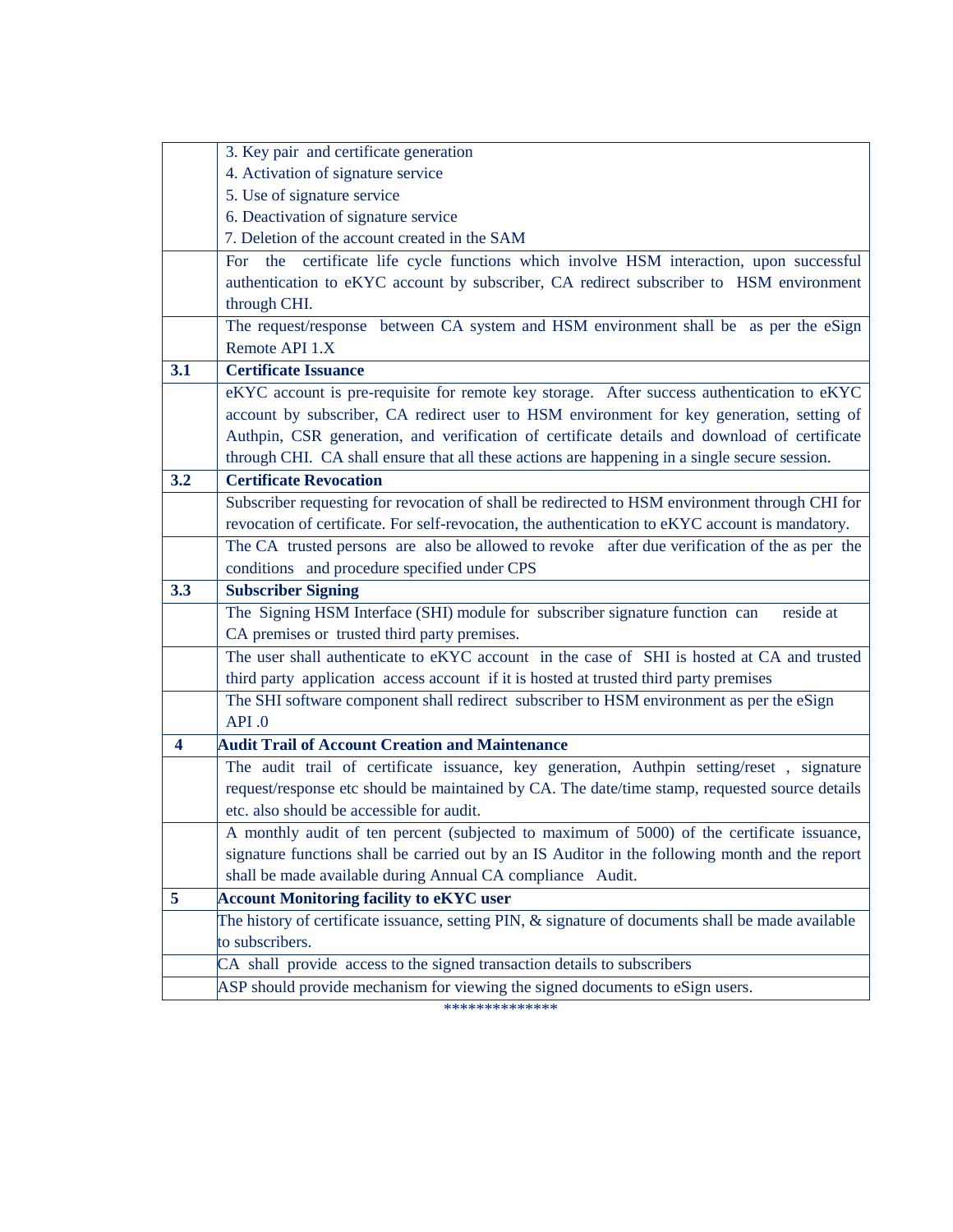| | |
|---|---|
| | 3. Key pair and certificate generation<br>4. Activation of signature service<br>5. Use of signature service<br>6. Deactivation of signature service<br>7. Deletion of the account created in the SAM |
| | For the certificate life cycle functions which involve HSM interaction, upon successful authentication to eKYC account by subscriber, CA redirect subscriber to HSM environment through CHI. |
| | The request/response between CA system and HSM environment shall be as per the eSign Remote API 1.X |
| **3.1** | **Certificate Issuance** |
| | eKYC account is pre-requisite for remote key storage. After success authentication to eKYC account by subscriber, CA redirect user to HSM environment for key generation, setting of Authpin, CSR generation, and verification of certificate details and download of certificate through CHI. CA shall ensure that all these actions are happening in a single secure session. |
| **3.2** | **Certificate Revocation** |
| | Subscriber requesting for revocation of shall be redirected to HSM environment through CHI for revocation of certificate. For self-revocation, the authentication to eKYC account is mandatory. |
| | The CA trusted persons are also be allowed to revoke after due verification of the as per the conditions and procedure specified under CPS |
| **3.3** | **Subscriber Signing** |
| | The Signing HSM Interface (SHI) module for subscriber signature function can reside at CA premises or trusted third party premises. |
| | The user shall authenticate to eKYC account in the case of SHI is hosted at CA and trusted third party application access account if it is hosted at trusted third party premises |
| | The SHI software component shall redirect subscriber to HSM environment as per the eSign API .0 |
| **4** | **Audit Trail of Account Creation and Maintenance** |
| | The audit trail of certificate issuance, key generation, Authpin setting/reset , signature request/response etc should be maintained by CA. The date/time stamp, requested source details etc. also should be accessible for audit. |
| | A monthly audit of ten percent (subjected to maximum of 5000) of the certificate issuance, signature functions shall be carried out by an IS Auditor in the following month and the report shall be made available during Annual CA compliance Audit. |
| **5** | **Account Monitoring facility to eKYC user** |
| | The history of certificate issuance, setting PIN, & signature of documents shall be made available to subscribers. |
| | CA shall provide access to the signed transaction details to subscribers |
| | ASP should provide mechanism for viewing the signed documents to eSign users. |

**************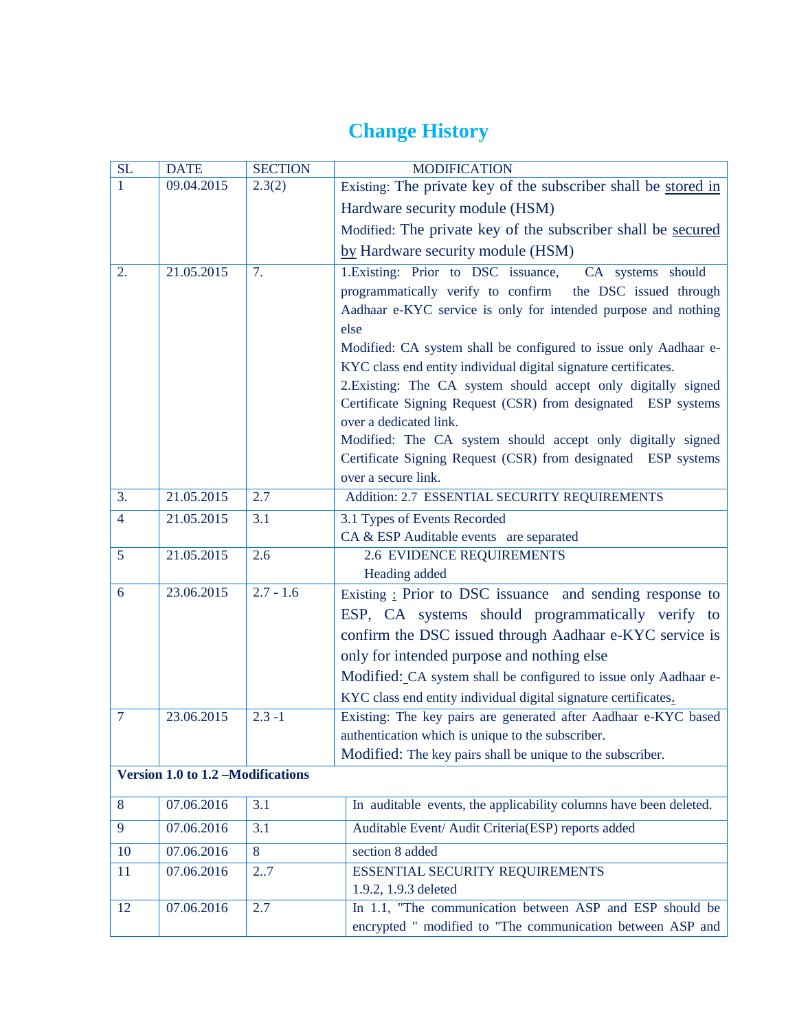# Change History

| SL | DATE | SECTION | MODIFICATION |
|---|---|---|---|
| 1 | 09.04.2015 | 2.3(2) | Existing: The private key of the subscriber shall be stored in Hardware security module (HSM)<br>Modified: The private key of the subscriber shall be secured by Hardware security module (HSM) |
| 2. | 21.05.2015 | 7. | 1.Existing: Prior to DSC issuance, CA systems should programmatically verify to confirm the DSC issued through Aadhaar e-KYC service is only for intended purpose and nothing else<br>Modified: CA system shall be configured to issue only Aadhaar e-KYC class end entity individual digital signature certificates.<br>2.Existing: The CA system should accept only digitally signed Certificate Signing Request (CSR) from designated ESP systems over a dedicated link.<br>Modified: The CA system should accept only digitally signed Certificate Signing Request (CSR) from designated ESP systems over a secure link. |
| 3. | 21.05.2015 | 2.7 | Addition: 2.7 ESSENTIAL SECURITY REQUIREMENTS |
| 4 | 21.05.2015 | 3.1 | 3.1 Types of Events Recorded<br>CA & ESP Auditable events are separated |
| 5 | 21.05.2015 | 2.6 | 2.6 EVIDENCE REQUIREMENTS<br>Heading added |
| 6 | 23.06.2015 | 2.7 - 1.6 | Existing : Prior to DSC issuance and sending response to ESP, CA systems should programmatically verify to confirm the DSC issued through Aadhaar e-KYC service is only for intended purpose and nothing else<br>Modified: CA system shall be configured to issue only Aadhaar e-KYC class end entity individual digital signature certificates. |
| 7 | 23.06.2015 | 2.3 -1 | Existing: The key pairs are generated after Aadhaar e-KYC based authentication which is unique to the subscriber.<br>Modified: The key pairs shall be unique to the subscriber. |
| **Version 1.0 to 1.2 –Modifications** | | | |
| 8 | 07.06.2016 | 3.1 | In auditable events, the applicability columns have been deleted. |
| 9 | 07.06.2016 | 3.1 | Auditable Event/ Audit Criteria(ESP) reports added |
| 10 | 07.06.2016 | 8 | section 8 added |
| 11 | 07.06.2016 | 2..7 | ESSENTIAL SECURITY REQUIREMENTS<br>1.9.2, 1.9.3 deleted |
| 12 | 07.06.2016 | 2.7 | In 1.1, "The communication between ASP and ESP should be encrypted " modified to "The communication between ASP and |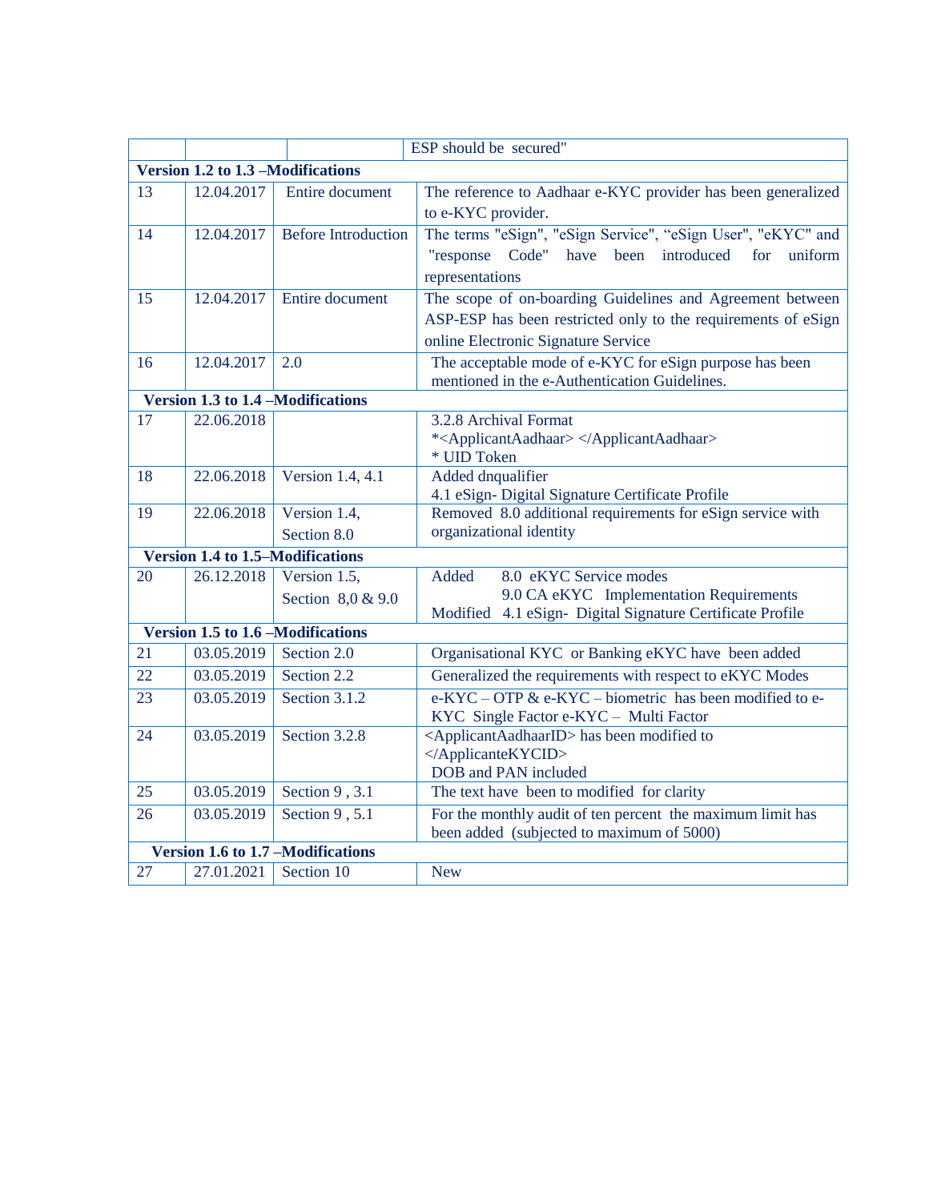| | | | |
|---|---|---|---|
| | | | ESP should be secured" |
| **Version 1.2 to 1.3 –Modifications** | | | |
| 13 | 12.04.2017 | Entire document | The reference to Aadhaar e-KYC provider has been generalized to e-KYC provider. |
| 14 | 12.04.2017 | Before Introduction | The terms "eSign", "eSign Service", "eSign User", "eKYC" and "response Code" have been introduced for uniform representations |
| 15 | 12.04.2017 | Entire document | The scope of on-boarding Guidelines and Agreement between ASP-ESP has been restricted only to the requirements of eSign online Electronic Signature Service |
| 16 | 12.04.2017 | 2.0 | The acceptable mode of e-KYC for eSign purpose has been mentioned in the e-Authentication Guidelines. |
| **Version 1.3 to 1.4 –Modifications** | | | |
| 17 | 22.06.2018 | | 3.2.8 Archival Format<br>*<ApplicantAadhaar> </ApplicantAadhaar><br>* UID Token |
| 18 | 22.06.2018 | Version 1.4, 4.1 | Added dnqualifier<br>4.1 eSign- Digital Signature Certificate Profile |
| 19 | 22.06.2018 | Version 1.4,<br>Section 8.0 | Removed 8.0 additional requirements for eSign service with organizational identity |
| **Version 1.4 to 1.5–Modifications** | | | |
| 20 | 26.12.2018 | Version 1.5,<br>Section 8,0 & 9.0 | Added 8.0 eKYC Service modes<br>9.0 CA eKYC Implementation Requirements<br>Modified 4.1 eSign- Digital Signature Certificate Profile |
| **Version 1.5 to 1.6 –Modifications** | | | |
| 21 | 03.05.2019 | Section 2.0 | Organisational KYC or Banking eKYC have been added |
| 22 | 03.05.2019 | Section 2.2 | Generalized the requirements with respect to eKYC Modes |
| 23 | 03.05.2019 | Section 3.1.2 | e-KYC – OTP & e-KYC – biometric has been modified to e-KYC Single Factor e-KYC – Multi Factor |
| 24 | 03.05.2019 | Section 3.2.8 | <ApplicantAadhaarID> has been modified to </ApplicanteKYCID><br>DOB and PAN included |
| 25 | 03.05.2019 | Section 9 , 3.1 | The text have been to modified for clarity |
| 26 | 03.05.2019 | Section 9 , 5.1 | For the monthly audit of ten percent the maximum limit has been added (subjected to maximum of 5000) |
| **Version 1.6 to 1.7 –Modifications** | | | |
| 27 | 27.01.2021 | Section 10 | New |